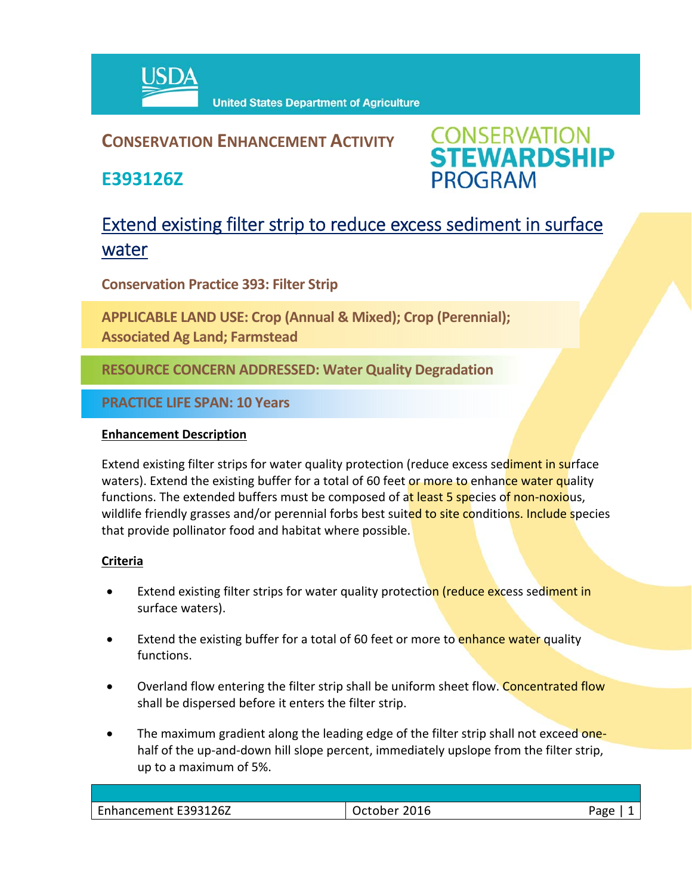USDA United States Department of Agriculture

# CONSERVATION ENHANCEMENT ACTIVITY

## E393126Z

CONSERVATION STEWARDSHIP PROGRAM

# Extend existing filter strip to reduce excess sediment in surface water

**Conservation Practice 393: Filter Strip**

**APPLICABLE LAND USE: Crop (Annual & Mixed); Crop (Perennial); Associated Ag Land; Farmstead**

**RESOURCE CONCERN ADDRESSED: Water Quality Degradation**

**PRACTICE LIFE SPAN: 10 Years**

**Enhancement Description**

Extend existing filter strips for water quality protection (reduce excess sediment in surface waters). Extend the existing buffer for a total of 60 feet or more to enhance water quality functions. The extended buffers must be composed of at least 5 species of non-noxious, wildlife friendly grasses and/or perennial forbs best suited to site conditions. Include species that provide pollinator food and habitat where possible.

**Criteria**

- Extend existing filter strips for water quality protection (reduce excess sediment in surface waters).
- Extend the existing buffer for a total of 60 feet or more to enhance water quality functions.
- Overland flow entering the filter strip shall be uniform sheet flow. Concentrated flow shall be dispersed before it enters the filter strip.
- The maximum gradient along the leading edge of the filter strip shall not exceed one-half of the up-and-down hill slope percent, immediately upslope from the filter strip, up to a maximum of 5%.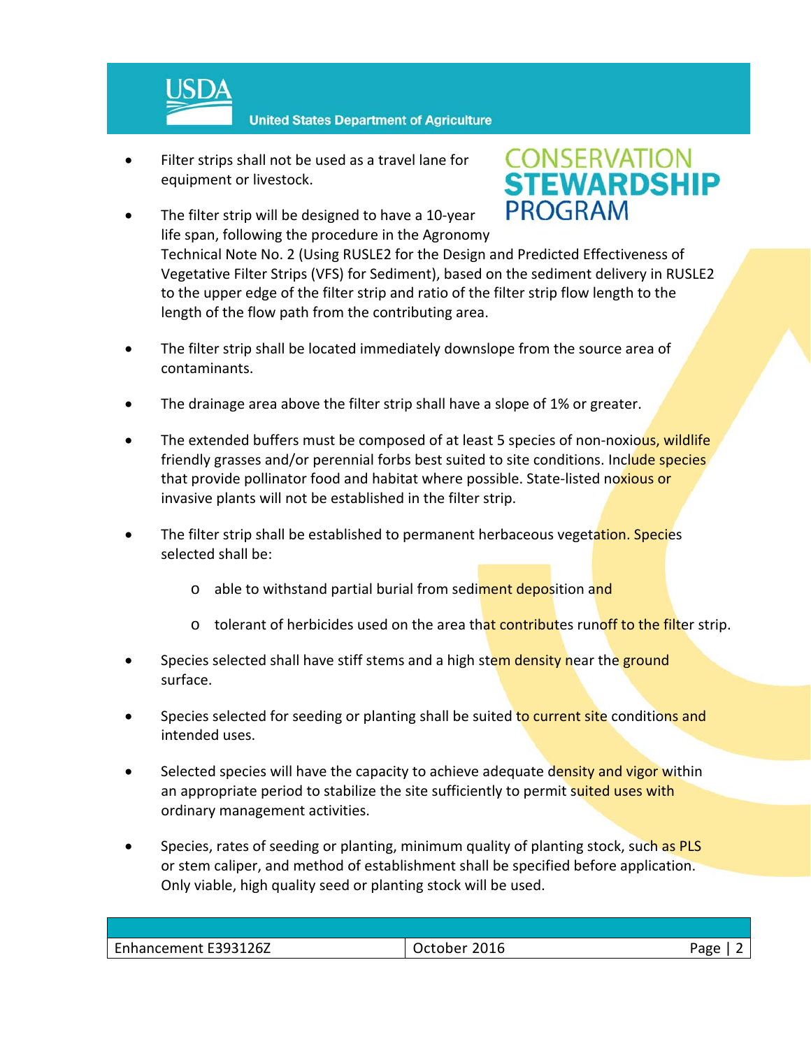- Filter strips shall not be used as a travel lane for equipment or livestock.

- The filter strip will be designed to have a 10-year life span, following the procedure in the Agronomy Technical Note No. 2 (Using RUSLE2 for the Design and Predicted Effectiveness of Vegetative Filter Strips (VFS) for Sediment), based on the sediment delivery in RUSLE2 to the upper edge of the filter strip and ratio of the filter strip flow length to the length of the flow path from the contributing area.

- The filter strip shall be located immediately downslope from the source area of contaminants.

- The drainage area above the filter strip shall have a slope of 1% or greater.

- The extended buffers must be composed of at least 5 species of non-noxious, wildlife friendly grasses and/or perennial forbs best suited to site conditions. Include species that provide pollinator food and habitat where possible. State-listed noxious or invasive plants will not be established in the filter strip.

- The filter strip shall be established to permanent herbaceous vegetation. Species selected shall be:

    - able to withstand partial burial from sediment deposition and

    - tolerant of herbicides used on the area that contributes runoff to the filter strip.

- Species selected shall have stiff stems and a high stem density near the ground surface.

- Species selected for seeding or planting shall be suited to current site conditions and intended uses.

- Selected species will have the capacity to achieve adequate density and vigor within an appropriate period to stabilize the site sufficiently to permit suited uses with ordinary management activities.

- Species, rates of seeding or planting, minimum quality of planting stock, such as PLS or stem caliper, and method of establishment shall be specified before application. Only viable, high quality seed or planting stock will be used.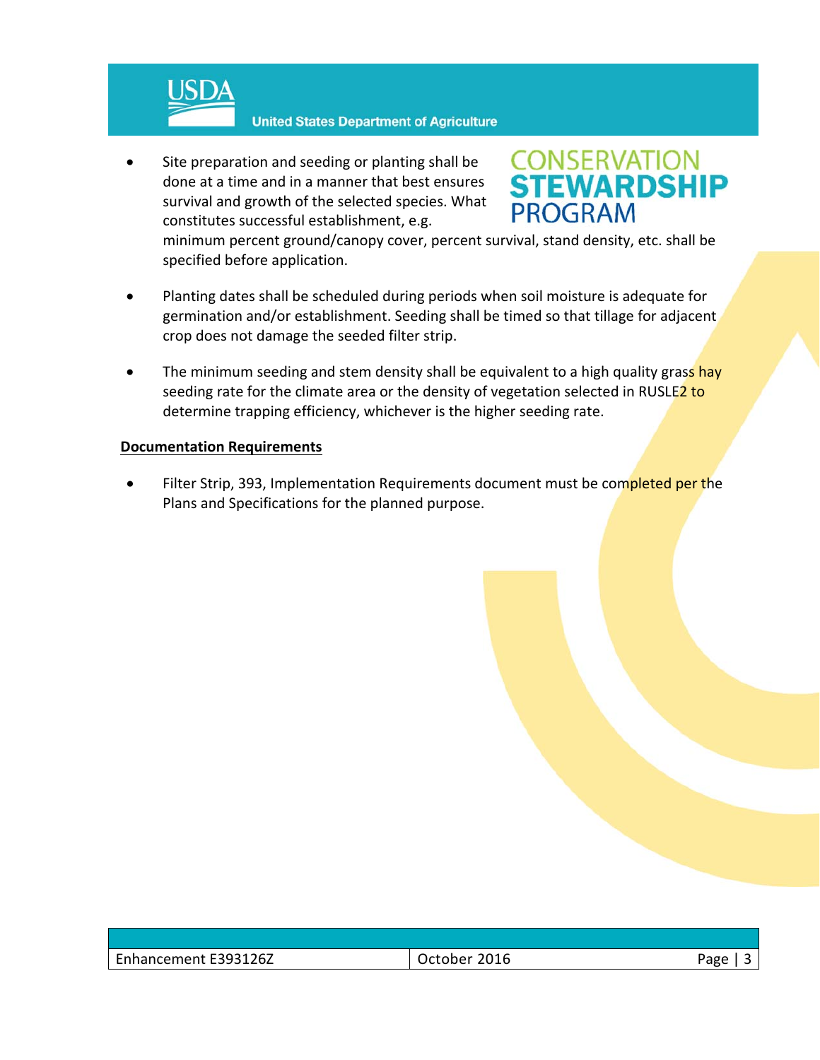- Site preparation and seeding or planting shall be done at a time and in a manner that best ensures survival and growth of the selected species. What constitutes successful establishment, e.g. minimum percent ground/canopy cover, percent survival, stand density, etc. shall be specified before application.

- Planting dates shall be scheduled during periods when soil moisture is adequate for germination and/or establishment. Seeding shall be timed so that tillage for adjacent crop does not damage the seeded filter strip.

- The minimum seeding and stem density shall be equivalent to a high quality grass hay seeding rate for the climate area or the density of vegetation selected in RUSLE2 to determine trapping efficiency, whichever is the higher seeding rate.

**Documentation Requirements**

- Filter Strip, 393, Implementation Requirements document must be completed per the Plans and Specifications for the planned purpose.